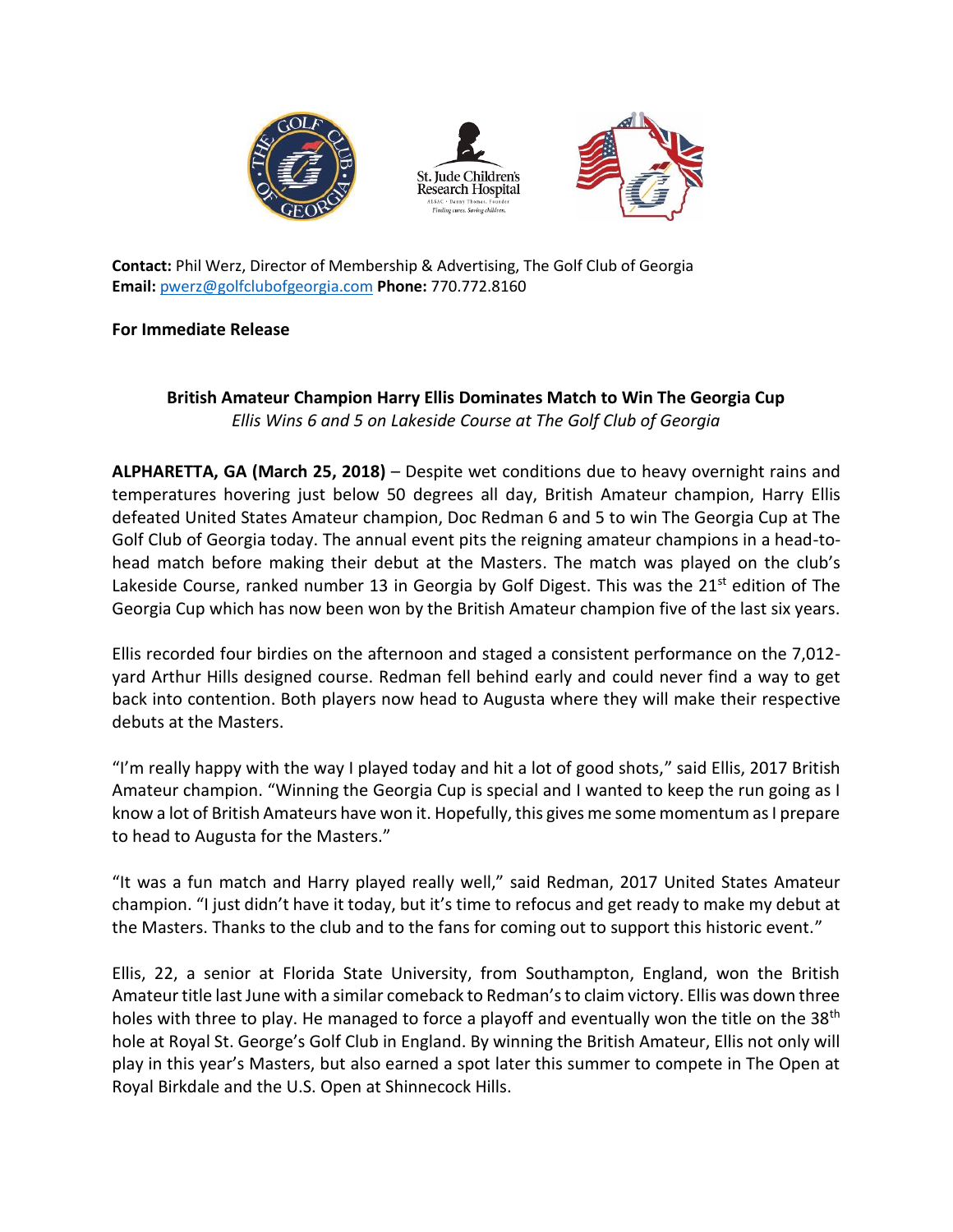**Contact:** Phil Werz, Director of Membership & Advertising, The Golf Club of Georgia
**Email:** pwerz@golfclubofgeorgia.com **Phone:** 770.772.8160

**For Immediate Release**

**British Amateur Champion Harry Ellis Dominates Match to Win The Georgia Cup**
*Ellis Wins 6 and 5 on Lakeside Course at The Golf Club of Georgia*

**ALPHARETTA, GA (March 25, 2018)** – Despite wet conditions due to heavy overnight rains and temperatures hovering just below 50 degrees all day, British Amateur champion, Harry Ellis defeated United States Amateur champion, Doc Redman 6 and 5 to win The Georgia Cup at The Golf Club of Georgia today. The annual event pits the reigning amateur champions in a head-to-head match before making their debut at the Masters. The match was played on the club's Lakeside Course, ranked number 13 in Georgia by Golf Digest. This was the 21st edition of The Georgia Cup which has now been won by the British Amateur champion five of the last six years.

Ellis recorded four birdies on the afternoon and staged a consistent performance on the 7,012-yard Arthur Hills designed course. Redman fell behind early and could never find a way to get back into contention. Both players now head to Augusta where they will make their respective debuts at the Masters.

"I'm really happy with the way I played today and hit a lot of good shots," said Ellis, 2017 British Amateur champion. "Winning the Georgia Cup is special and I wanted to keep the run going as I know a lot of British Amateurs have won it. Hopefully, this gives me some momentum as I prepare to head to Augusta for the Masters."

"It was a fun match and Harry played really well," said Redman, 2017 United States Amateur champion. "I just didn't have it today, but it's time to refocus and get ready to make my debut at the Masters. Thanks to the club and to the fans for coming out to support this historic event."

Ellis, 22, a senior at Florida State University, from Southampton, England, won the British Amateur title last June with a similar comeback to Redman's to claim victory. Ellis was down three holes with three to play. He managed to force a playoff and eventually won the title on the 38th hole at Royal St. George's Golf Club in England. By winning the British Amateur, Ellis not only will play in this year's Masters, but also earned a spot later this summer to compete in The Open at Royal Birkdale and the U.S. Open at Shinnecock Hills.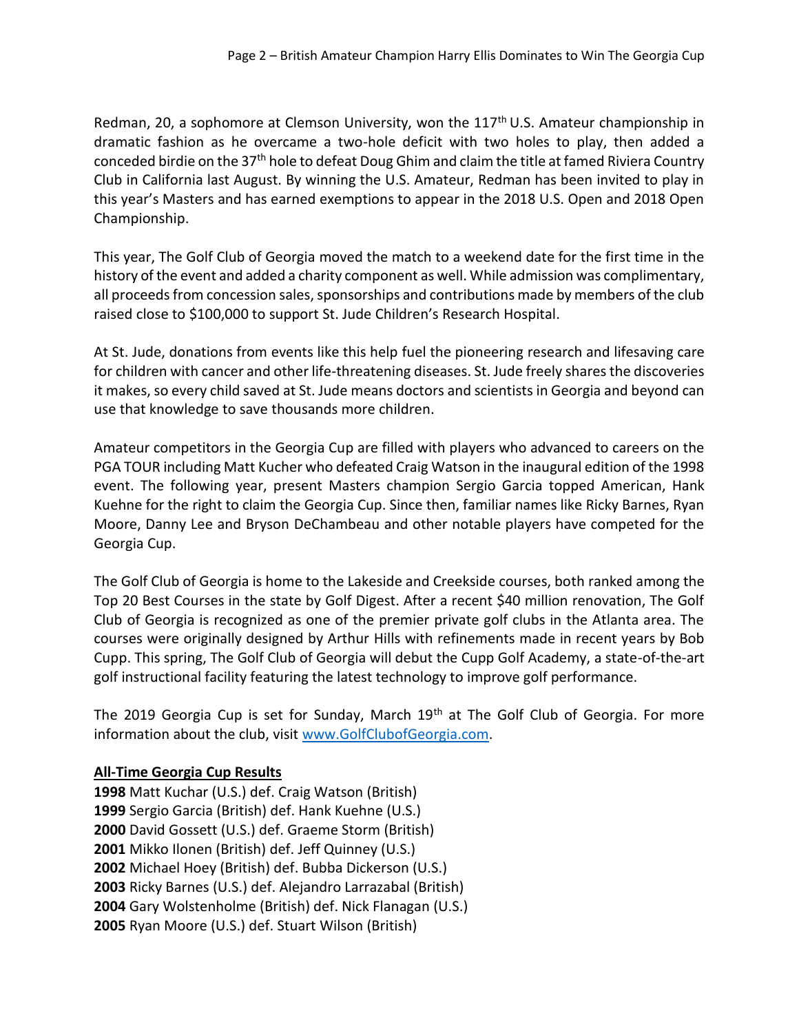Redman, 20, a sophomore at Clemson University, won the 117th U.S. Amateur championship in dramatic fashion as he overcame a two-hole deficit with two holes to play, then added a conceded birdie on the 37th hole to defeat Doug Ghim and claim the title at famed Riviera Country Club in California last August. By winning the U.S. Amateur, Redman has been invited to play in this year's Masters and has earned exemptions to appear in the 2018 U.S. Open and 2018 Open Championship.

This year, The Golf Club of Georgia moved the match to a weekend date for the first time in the history of the event and added a charity component as well. While admission was complimentary, all proceeds from concession sales, sponsorships and contributions made by members of the club raised close to $100,000 to support St. Jude Children's Research Hospital.

At St. Jude, donations from events like this help fuel the pioneering research and lifesaving care for children with cancer and other life-threatening diseases. St. Jude freely shares the discoveries it makes, so every child saved at St. Jude means doctors and scientists in Georgia and beyond can use that knowledge to save thousands more children.

Amateur competitors in the Georgia Cup are filled with players who advanced to careers on the PGA TOUR including Matt Kucher who defeated Craig Watson in the inaugural edition of the 1998 event. The following year, present Masters champion Sergio Garcia topped American, Hank Kuehne for the right to claim the Georgia Cup. Since then, familiar names like Ricky Barnes, Ryan Moore, Danny Lee and Bryson DeChambeau and other notable players have competed for the Georgia Cup.

The Golf Club of Georgia is home to the Lakeside and Creekside courses, both ranked among the Top 20 Best Courses in the state by Golf Digest. After a recent $40 million renovation, The Golf Club of Georgia is recognized as one of the premier private golf clubs in the Atlanta area. The courses were originally designed by Arthur Hills with refinements made in recent years by Bob Cupp. This spring, The Golf Club of Georgia will debut the Cupp Golf Academy, a state-of-the-art golf instructional facility featuring the latest technology to improve golf performance.

The 2019 Georgia Cup is set for Sunday, March 19th at The Golf Club of Georgia. For more information about the club, visit [www.GolfClubofGeorgia.com](http://www.GolfClubofGeorgia.com).

**All-Time Georgia Cup Results**

**1998** Matt Kuchar (U.S.) def. Craig Watson (British)
**1999** Sergio Garcia (British) def. Hank Kuehne (U.S.)
**2000** David Gossett (U.S.) def. Graeme Storm (British)
**2001** Mikko Ilonen (British) def. Jeff Quinney (U.S.)
**2002** Michael Hoey (British) def. Bubba Dickerson (U.S.)
**2003** Ricky Barnes (U.S.) def. Alejandro Larrazabal (British)
**2004** Gary Wolstenholme (British) def. Nick Flanagan (U.S.)
**2005** Ryan Moore (U.S.) def. Stuart Wilson (British)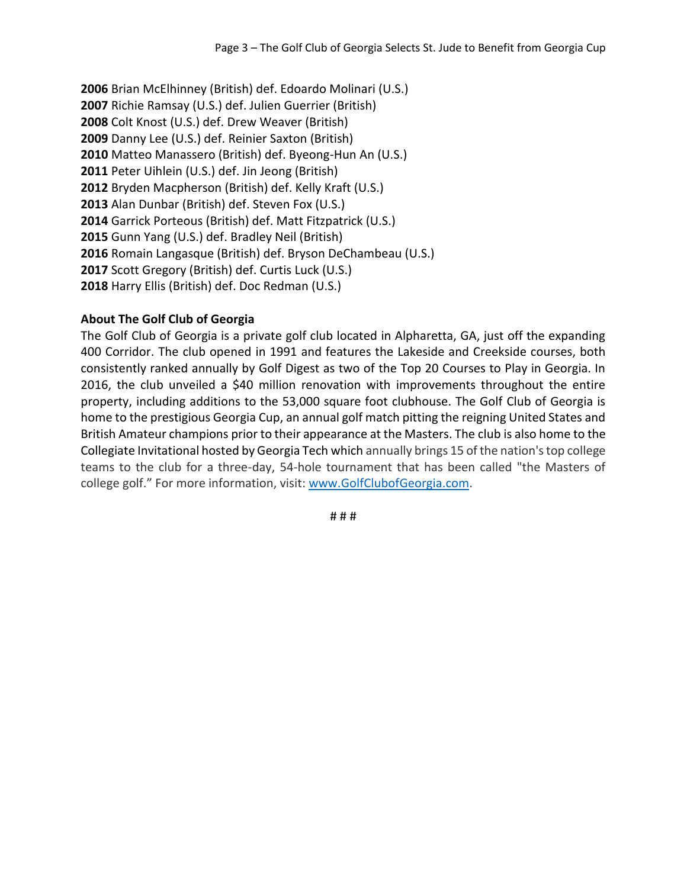**2006** Brian McElhinney (British) def. Edoardo Molinari (U.S.)
**2007** Richie Ramsay (U.S.) def. Julien Guerrier (British)
**2008** Colt Knost (U.S.) def. Drew Weaver (British)
**2009** Danny Lee (U.S.) def. Reinier Saxton (British)
**2010** Matteo Manassero (British) def. Byeong-Hun An (U.S.)
**2011** Peter Uihlein (U.S.) def. Jin Jeong (British)
**2012** Bryden Macpherson (British) def. Kelly Kraft (U.S.)
**2013** Alan Dunbar (British) def. Steven Fox (U.S.)
**2014** Garrick Porteous (British) def. Matt Fitzpatrick (U.S.)
**2015** Gunn Yang (U.S.) def. Bradley Neil (British)
**2016** Romain Langasque (British) def. Bryson DeChambeau (U.S.)
**2017** Scott Gregory (British) def. Curtis Luck (U.S.)
**2018** Harry Ellis (British) def. Doc Redman (U.S.)

**About The Golf Club of Georgia**

The Golf Club of Georgia is a private golf club located in Alpharetta, GA, just off the expanding 400 Corridor. The club opened in 1991 and features the Lakeside and Creekside courses, both consistently ranked annually by Golf Digest as two of the Top 20 Courses to Play in Georgia. In 2016, the club unveiled a $40 million renovation with improvements throughout the entire property, including additions to the 53,000 square foot clubhouse. The Golf Club of Georgia is home to the prestigious Georgia Cup, an annual golf match pitting the reigning United States and British Amateur champions prior to their appearance at the Masters. The club is also home to the Collegiate Invitational hosted by Georgia Tech which annually brings 15 of the nation's top college teams to the club for a three-day, 54-hole tournament that has been called "the Masters of college golf." For more information, visit: [www.GolfClubofGeorgia.com](http://www.GolfClubofGeorgia.com).

# # #